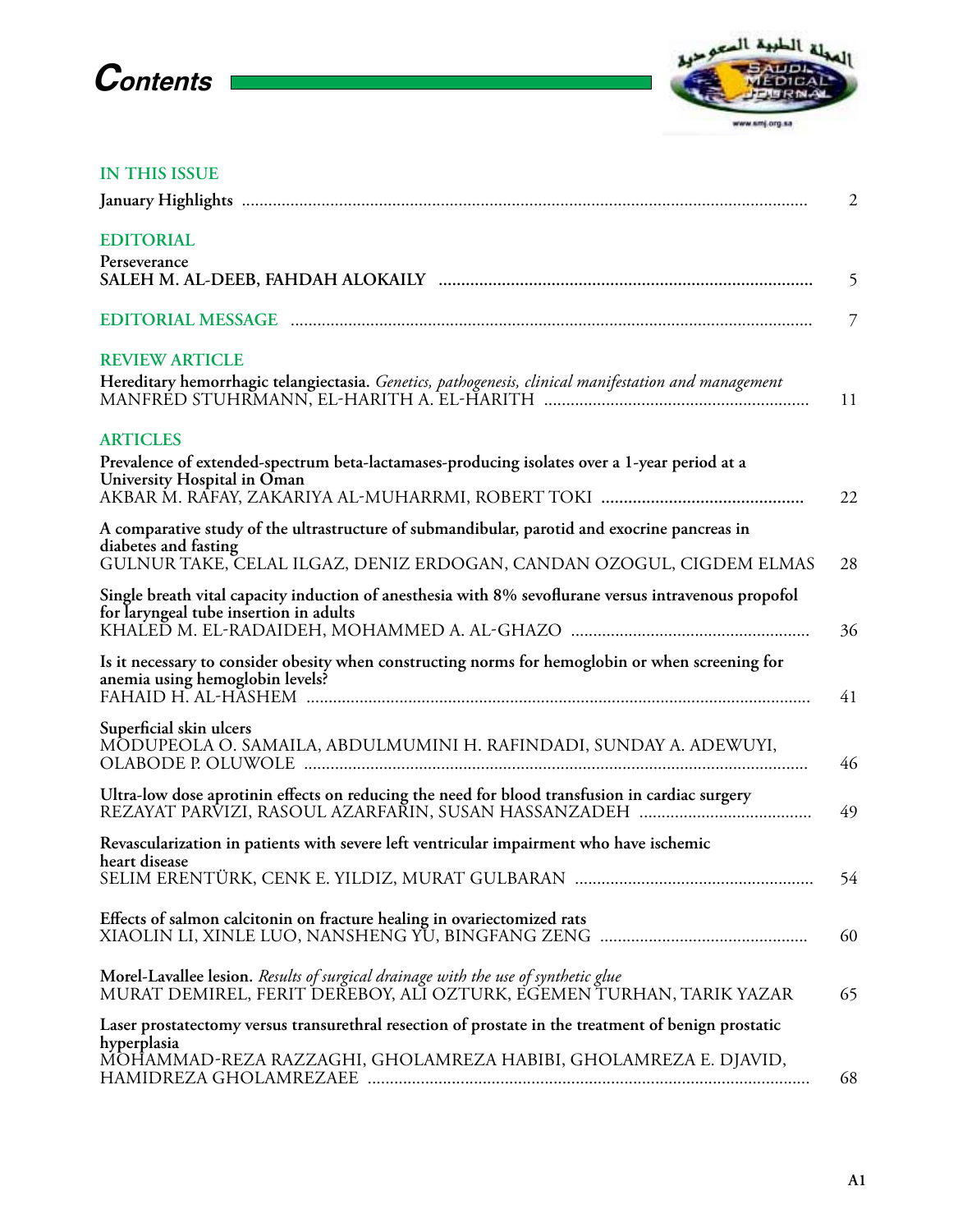# Contents

## IN THIS ISSUE

**January Highlights** ... 2

## EDITORIAL

**Perseverance**
**SALEH M. AL-DEEB, FAHDAH ALOKAILY** ... 5

## EDITORIAL MESSAGE ... 7

## REVIEW ARTICLE

**Hereditary hemorrhagic telangiectasia.** *Genetics, pathogenesis, clinical manifestation and management*
MANFRED STUHRMANN, EL-HARITH A. EL-HARITH ... 11

## ARTICLES

**Prevalence of extended-spectrum beta-lactamases-producing isolates over a 1-year period at a University Hospital in Oman**
AKBAR M. RAFAY, ZAKARIYA AL-MUHARRMI, ROBERT TOKI ... 22

**A comparative study of the ultrastructure of submandibular, parotid and exocrine pancreas in diabetes and fasting**
GULNUR TAKE, CELAL ILGAZ, DENIZ ERDOGAN, CANDAN OZOGUL, CIGDEM ELMAS 28

**Single breath vital capacity induction of anesthesia with 8% sevoflurane versus intravenous propofol for laryngeal tube insertion in adults**
KHALED M. EL-RADAIDEH, MOHAMMED A. AL-GHAZO ... 36

**Is it necessary to consider obesity when constructing norms for hemoglobin or when screening for anemia using hemoglobin levels?**
FAHAID H. AL-HASHEM ... 41

**Superficial skin ulcers**
MODUPEOLA O. SAMAILA, ABDULMUMINI H. RAFINDADI, SUNDAY A. ADEWUYI, OLABODE P. OLUWOLE ... 46

**Ultra-low dose aprotinin effects on reducing the need for blood transfusion in cardiac surgery**
REZAYAT PARVIZI, RASOUL AZARFARIN, SUSAN HASSANZADEH ... 49

**Revascularization in patients with severe left ventricular impairment who have ischemic heart disease**
SELIM ERENTÜRK, CENK E. YILDIZ, MURAT GULBARAN ... 54

**Effects of salmon calcitonin on fracture healing in ovariectomized rats**
XIAOLIN LI, XINLE LUO, NANSHENG YU, BINGFANG ZENG ... 60

**Morel-Lavallee lesion.** *Results of surgical drainage with the use of synthetic glue*
MURAT DEMIREL, FERIT DEREBOY, ALI OZTURK, EGEMEN TURHAN, TARIK YAZAR 65

**Laser prostatectomy versus transurethral resection of prostate in the treatment of benign prostatic hyperplasia**
MOHAMMAD-REZA RAZZAGHI, GHOLAMREZA HABIBI, GHOLAMREZA E. DJAVID, HAMIDREZA GHOLAMREZAEE ... 68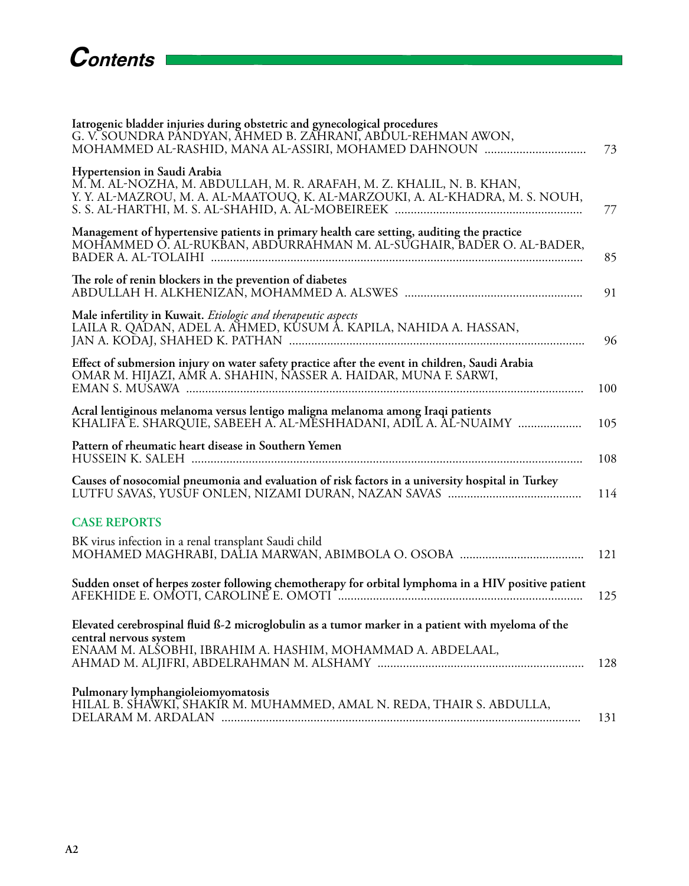# Contents

| | |
|---|---|
| **Iatrogenic bladder injuries during obstetric and gynecological procedures**<br>G. V. SOUNDRA PANDYAN, AHMED B. ZAHRANI, ABDUL-REHMAN AWON, MOHAMMED AL-RASHID, MANA AL-ASSIRI, MOHAMED DAHNOUN | 73 |
| **Hypertension in Saudi Arabia**<br>M. M. AL-NOZHA, M. ABDULLAH, M. R. ARAFAH, M. Z. KHALIL, N. B. KHAN, Y. Y. AL-MAZROU, M. A. AL-MAATOUQ, K. AL-MARZOUKI, A. AL-KHADRA, M. S. NOUH, S. S. AL-HARTHI, M. S. AL-SHAHID, A. AL-MOBEIREEK | 77 |
| **Management of hypertensive patients in primary health care setting, auditing the practice**<br>MOHAMMED O. AL-RUKBAN, ABDURRAHMAN M. AL-SUGHAIR, BADER O. AL-BADER, BADER A. AL-TOLAIHI | 85 |
| **The role of renin blockers in the prevention of diabetes**<br>ABDULLAH H. ALKHENIZAN, MOHAMMED A. ALSWES | 91 |
| **Male infertility in Kuwait.** *Etiologic and therapeutic aspects*<br>LAILA R. QADAN, ADEL A. AHMED, KUSUM A. KAPILA, NAHIDA A. HASSAN, JAN A. KODAJ, SHAHED K. PATHAN | 96 |
| **Effect of submersion injury on water safety practice after the event in children, Saudi Arabia**<br>OMAR M. HIJAZI, AMR A. SHAHIN, NASSER A. HAIDAR, MUNA F. SARWI, EMAN S. MUSAWA | 100 |
| **Acral lentiginous melanoma versus lentigo maligna melanoma among Iraqi patients**<br>KHALIFA E. SHARQUIE, SABEEH A. AL-MESHHADANI, ADIL A. AL-NUAIMY | 105 |
| **Pattern of rheumatic heart disease in Southern Yemen**<br>HUSSEIN K. SALEH | 108 |
| **Causes of nosocomial pneumonia and evaluation of risk factors in a university hospital in Turkey**<br>LUTFU SAVAS, YUSUF ONLEN, NIZAMI DURAN, NAZAN SAVAS | 114 |

## CASE REPORTS

| | |
|---|---|
| BK virus infection in a renal transplant Saudi child<br>MOHAMED MAGHRABI, DALIA MARWAN, ABIMBOLA O. OSOBA | 121 |
| **Sudden onset of herpes zoster following chemotherapy for orbital lymphoma in a HIV positive patient**<br>AFEKHIDE E. OMOTI, CAROLINE E. OMOTI | 125 |
| **Elevated cerebrospinal fluid ß-2 microglobulin as a tumor marker in a patient with myeloma of the central nervous system**<br>ENAAM M. ALSOBHI, IBRAHIM A. HASHIM, MOHAMMAD A. ABDELAAL, AHMAD M. ALJIFRI, ABDELRAHMAN M. ALSHAMY | 128 |
| **Pulmonary lymphangioleiomyomatosis**<br>HILAL B. SHAWKI, SHAKIR M. MUHAMMED, AMAL N. REDA, THAIR S. ABDULLA, DELARAM M. ARDALAN | 131 |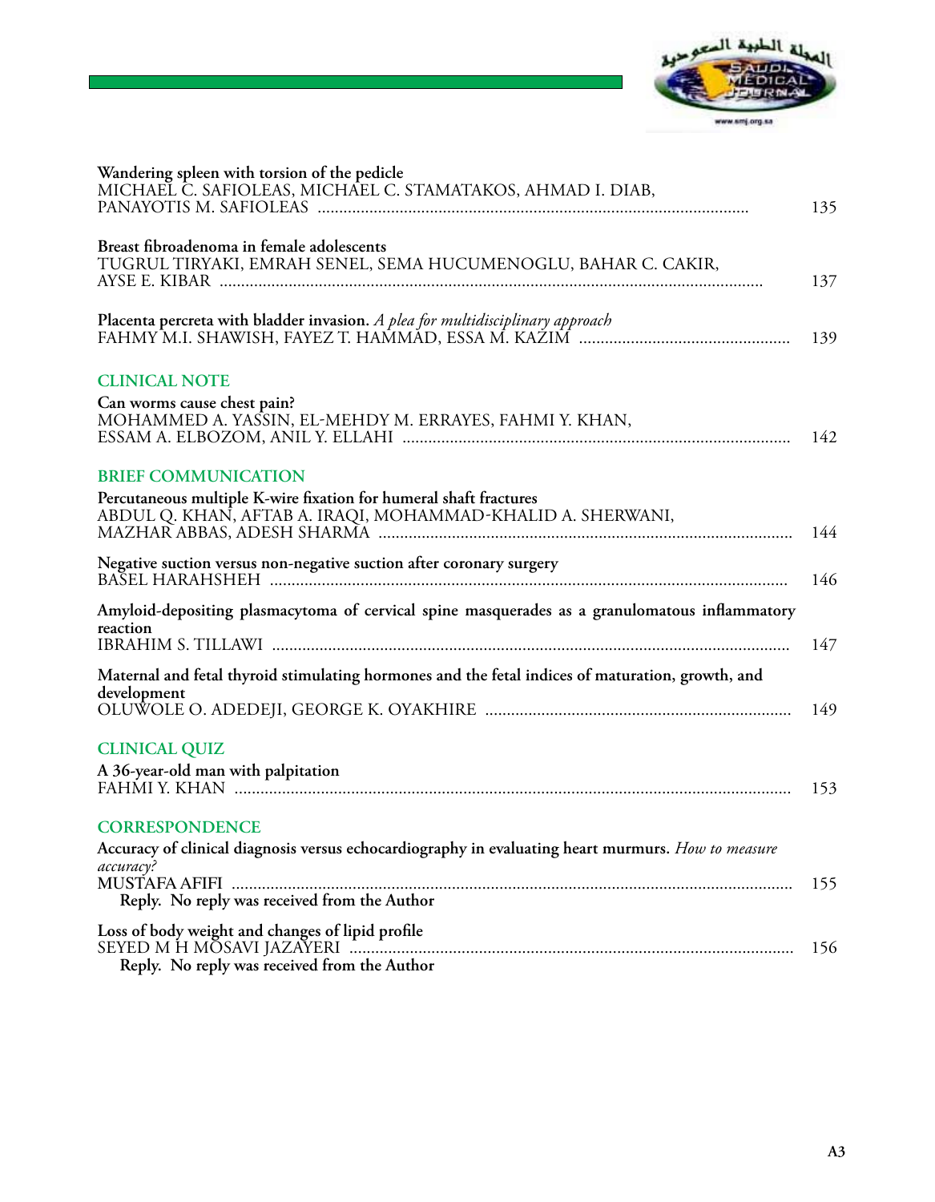**Wandering spleen with torsion of the pedicle**
MICHAEL C. SAFIOLEAS, MICHAEL C. STAMATAKOS, AHMAD I. DIAB, PANAYOTIS M. SAFIOLEAS ........ 135

**Breast fibroadenoma in female adolescents**
TUGRUL TIRYAKI, EMRAH SENEL, SEMA HUCUMENOGLU, BAHAR C. CAKIR, AYSE E. KIBAR ........ 137

**Placenta percreta with bladder invasion.** *A plea for multidisciplinary approach*
FAHMY M.I. SHAWISH, FAYEZ T. HAMMAD, ESSA M. KAZIM ........ 139

## CLINICAL NOTE

**Can worms cause chest pain?**
MOHAMMED A. YASSIN, EL-MEHDY M. ERRAYES, FAHMI Y. KHAN, ESSAM A. ELBOZOM, ANIL Y. ELLAHI ........ 142

## BRIEF COMMUNICATION

**Percutaneous multiple K-wire fixation for humeral shaft fractures**
ABDUL Q. KHAN, AFTAB A. IRAQI, MOHAMMAD-KHALID A. SHERWANI, MAZHAR ABBAS, ADESH SHARMA ........ 144

**Negative suction versus non-negative suction after coronary surgery**
BASEL HARAHSHEH ........ 146

**Amyloid-depositing plasmacytoma of cervical spine masquerades as a granulomatous inflammatory reaction**
IBRAHIM S. TILLAWI ........ 147

**Maternal and fetal thyroid stimulating hormones and the fetal indices of maturation, growth, and development**
OLUWOLE O. ADEDEJI, GEORGE K. OYAKHIRE ........ 149

## CLINICAL QUIZ

**A 36-year-old man with palpitation**
FAHMI Y. KHAN ........ 153

## CORRESPONDENCE

**Accuracy of clinical diagnosis versus echocardiography in evaluating heart murmurs.** *How to measure accuracy?*
MUSTAFA AFIFI ........ 155
**Reply. No reply was received from the Author**

**Loss of body weight and changes of lipid profile**
SEYED M H MOSAVI JAZAYERI ........ 156
**Reply. No reply was received from the Author**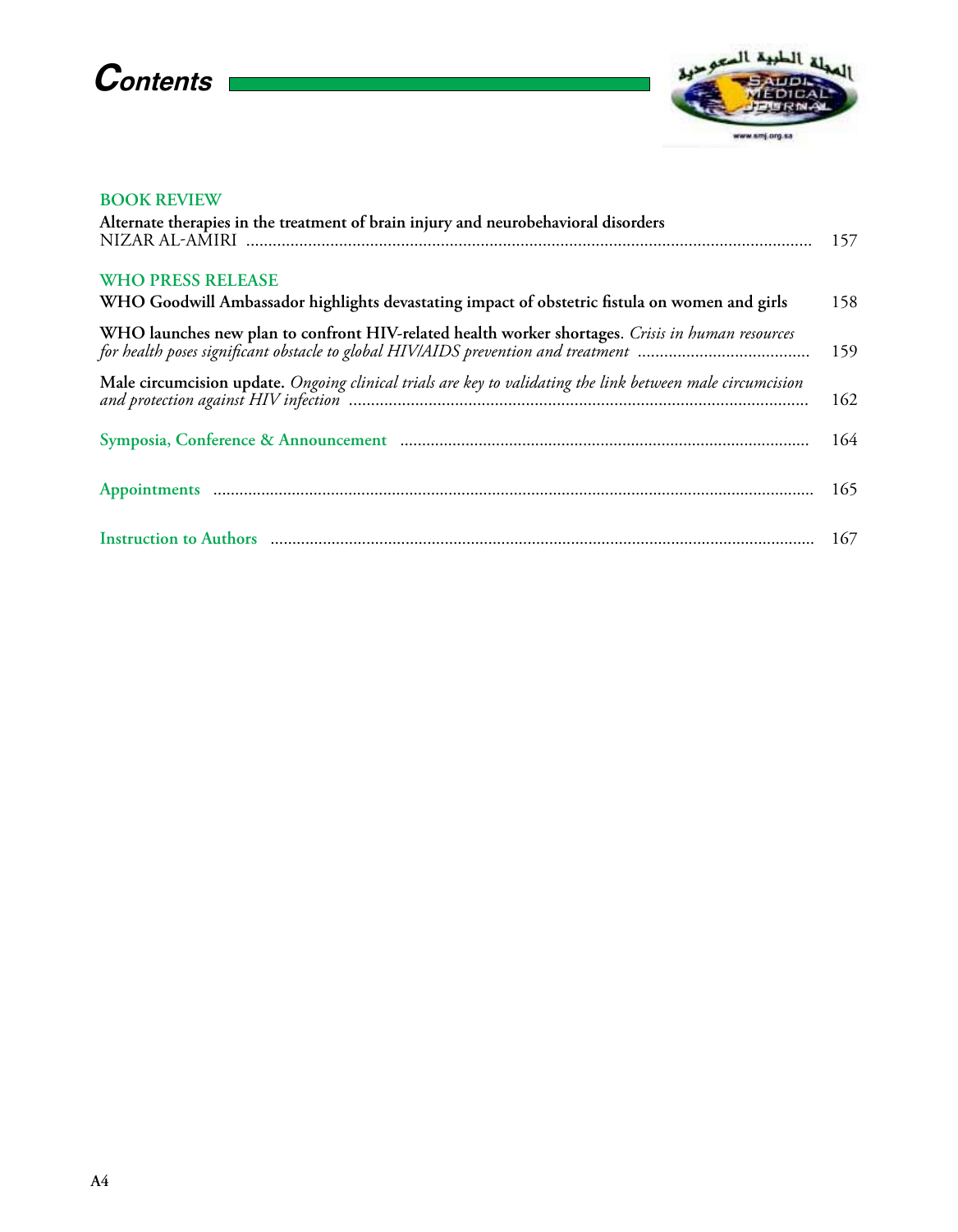# Contents

## BOOK REVIEW

**Alternate therapies in the treatment of brain injury and neurobehavioral disorders**
NIZAR AL-AMIRI ............................................................ 157

## WHO PRESS RELEASE

**WHO Goodwill Ambassador highlights devastating impact of obstetric fistula on women and girls** 158

**WHO launches new plan to confront HIV-related health worker shortages**. *Crisis in human resources for health poses significant obstacle to global HIV/AIDS prevention and treatment* .................... 159

**Male circumcision update.** *Ongoing clinical trials are key to validating the link between male circumcision and protection against HIV infection* .................................... 162

## Symposia, Conference & Announcement ........................................ 164

## Appointments ........................................................ 165

## Instruction to Authors ................................................ 167